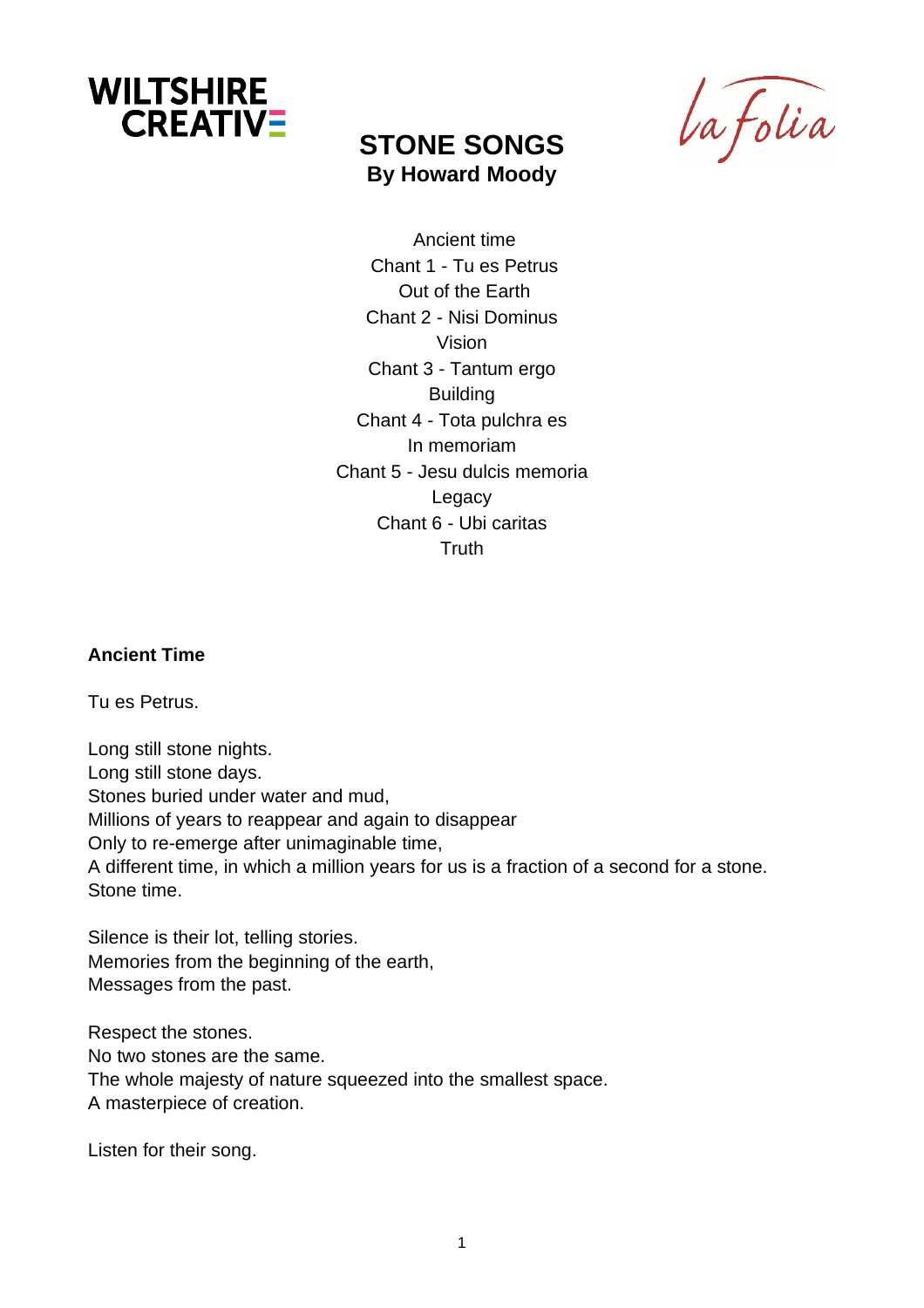WILTSHIRE CREATIVE

la folia

# STONE SONGS

**By Howard Moody**

Ancient time
Chant 1 - Tu es Petrus
Out of the Earth
Chant 2 - Nisi Dominus
Vision
Chant 3 - Tantum ergo
Building
Chant 4 - Tota pulchra es
In memoriam
Chant 5 - Jesu dulcis memoria
Legacy
Chant 6 - Ubi caritas
Truth

**Ancient Time**

Tu es Petrus.

Long still stone nights.
Long still stone days.
Stones buried under water and mud,
Millions of years to reappear and again to disappear
Only to re-emerge after unimaginable time,
A different time, in which a million years for us is a fraction of a second for a stone.
Stone time.

Silence is their lot, telling stories.
Memories from the beginning of the earth,
Messages from the past.

Respect the stones.
No two stones are the same.
The whole majesty of nature squeezed into the smallest space.
A masterpiece of creation.

Listen for their song.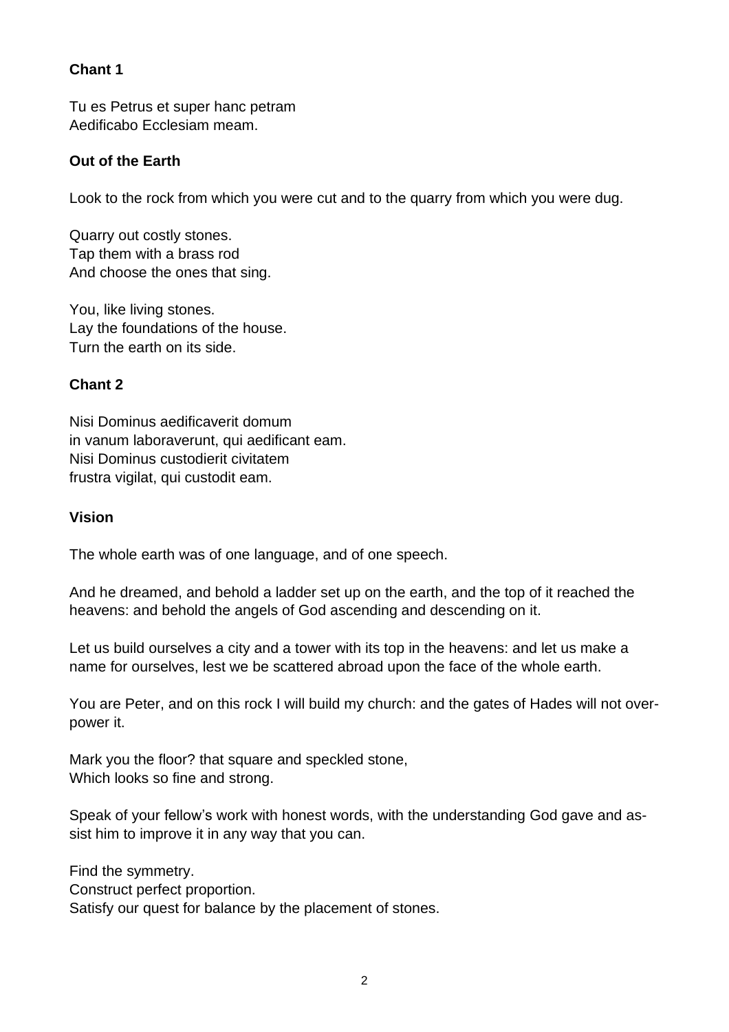**Chant 1**

Tu es Petrus et super hanc petram
Aedificabo Ecclesiam meam.

**Out of the Earth**

Look to the rock from which you were cut and to the quarry from which you were dug.

Quarry out costly stones.
Tap them with a brass rod
And choose the ones that sing.

You, like living stones.
Lay the foundations of the house.
Turn the earth on its side.

**Chant 2**

Nisi Dominus aedificaverit domum
in vanum laboraverunt, qui aedificant eam.
Nisi Dominus custodierit civitatem
frustra vigilat, qui custodit eam.

**Vision**

The whole earth was of one language, and of one speech.

And he dreamed, and behold a ladder set up on the earth, and the top of it reached the heavens: and behold the angels of God ascending and descending on it.

Let us build ourselves a city and a tower with its top in the heavens: and let us make a name for ourselves, lest we be scattered abroad upon the face of the whole earth.

You are Peter, and on this rock I will build my church: and the gates of Hades will not overpower it.

Mark you the floor? that square and speckled stone,
Which looks so fine and strong.

Speak of your fellow's work with honest words, with the understanding God gave and assist him to improve it in any way that you can.

Find the symmetry.
Construct perfect proportion.
Satisfy our quest for balance by the placement of stones.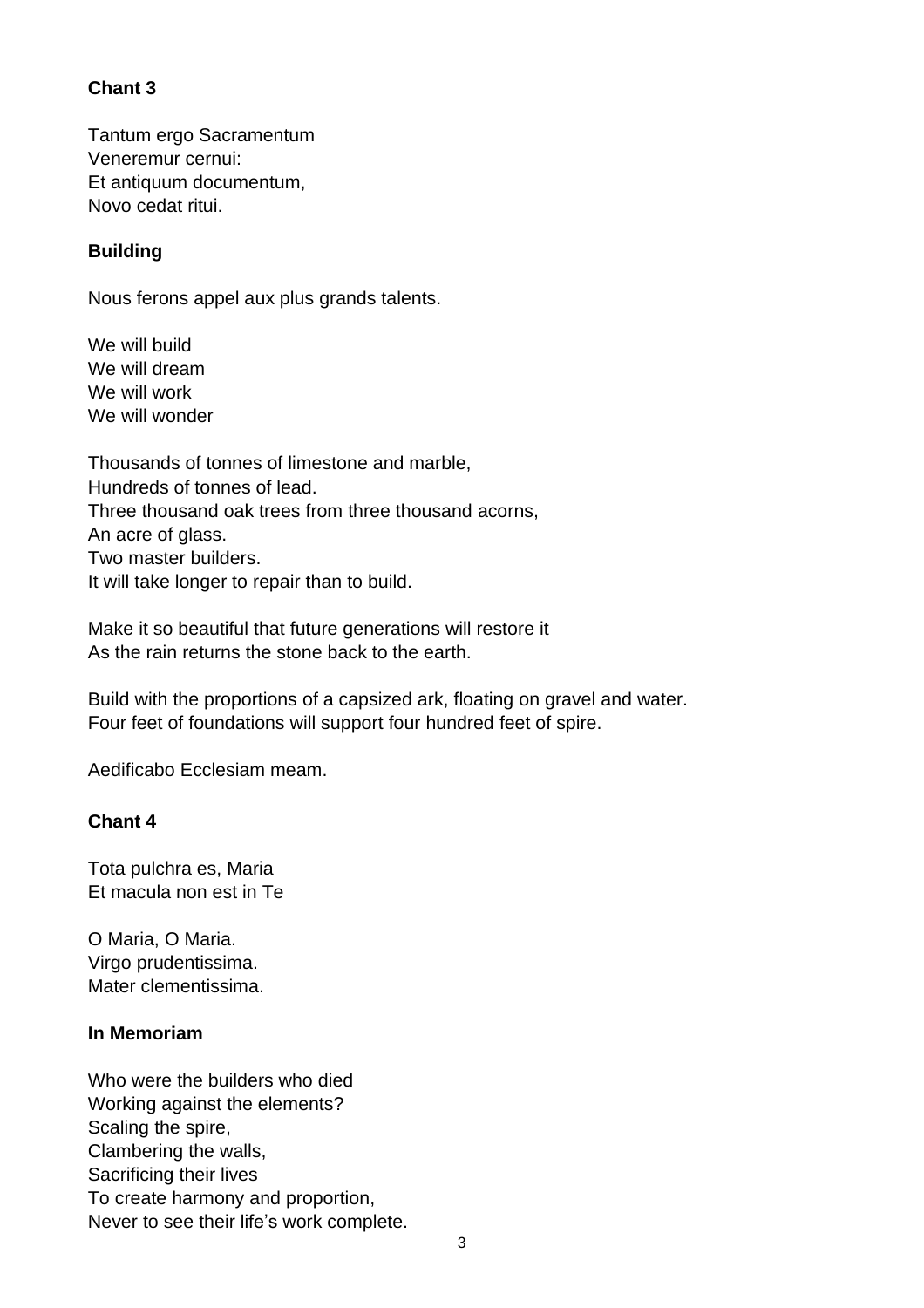**Chant 3**

Tantum ergo Sacramentum  
Veneremur cernui:  
Et antiquum documentum,  
Novo cedat ritui.

**Building**

Nous ferons appel aux plus grands talents.

We will build  
We will dream  
We will work  
We will wonder

Thousands of tonnes of limestone and marble,  
Hundreds of tonnes of lead.  
Three thousand oak trees from three thousand acorns,  
An acre of glass.  
Two master builders.  
It will take longer to repair than to build.

Make it so beautiful that future generations will restore it  
As the rain returns the stone back to the earth.

Build with the proportions of a capsized ark, floating on gravel and water.  
Four feet of foundations will support four hundred feet of spire.

Aedificabo Ecclesiam meam.

**Chant 4**

Tota pulchra es, Maria  
Et macula non est in Te

O Maria, O Maria.  
Virgo prudentissima.  
Mater clementissima.

**In Memoriam**

Who were the builders who died  
Working against the elements?  
Scaling the spire,  
Clambering the walls,  
Sacrificing their lives  
To create harmony and proportion,  
Never to see their life's work complete.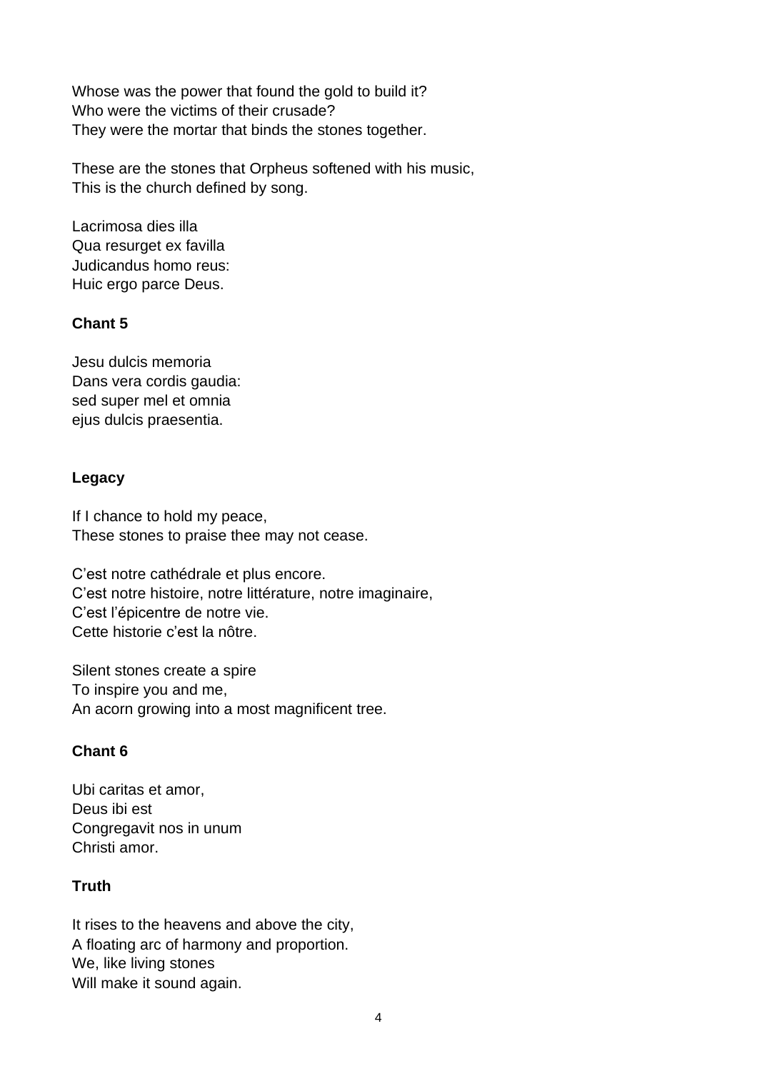Whose was the power that found the gold to build it?
Who were the victims of their crusade?
They were the mortar that binds the stones together.

These are the stones that Orpheus softened with his music,
This is the church defined by song.

Lacrimosa dies illa
Qua resurget ex favilla
Judicandus homo reus:
Huic ergo parce Deus.

**Chant 5**

Jesu dulcis memoria
Dans vera cordis gaudia:
sed super mel et omnia
ejus dulcis praesentia.

**Legacy**

If I chance to hold my peace,
These stones to praise thee may not cease.

C'est notre cathédrale et plus encore.
C'est notre histoire, notre littérature, notre imaginaire,
C'est l'épicentre de notre vie.
Cette historie c'est la nôtre.

Silent stones create a spire
To inspire you and me,
An acorn growing into a most magnificent tree.

**Chant 6**

Ubi caritas et amor,
Deus ibi est
Congregavit nos in unum
Christi amor.

**Truth**

It rises to the heavens and above the city,
A floating arc of harmony and proportion.
We, like living stones
Will make it sound again.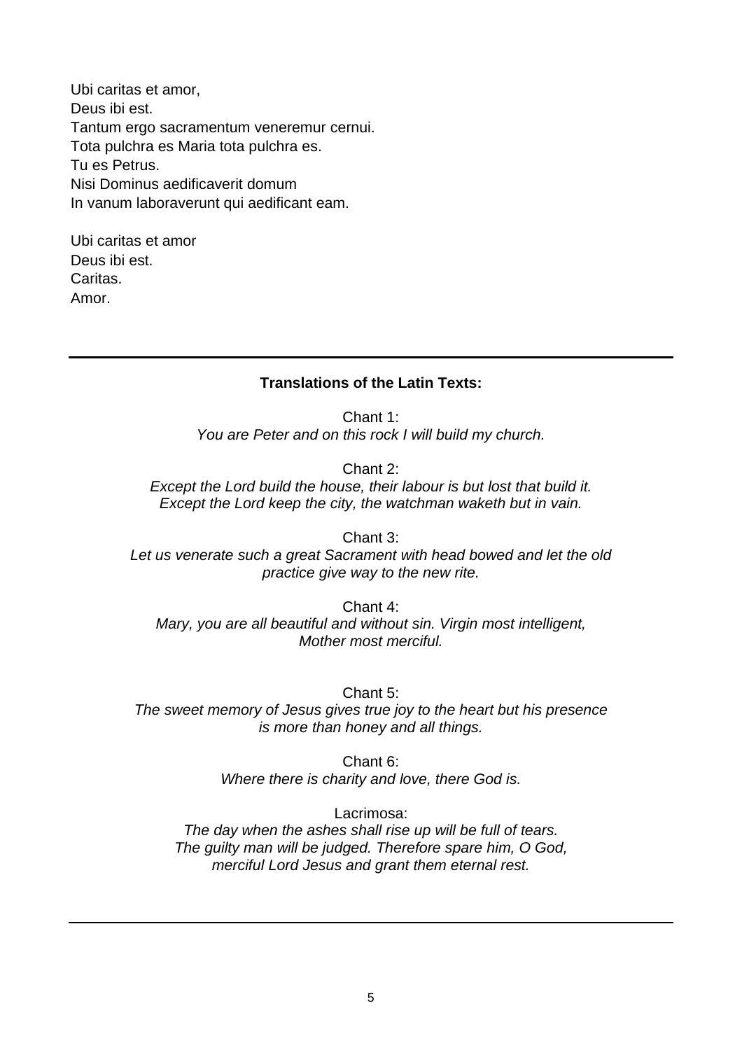Ubi caritas et amor,
Deus ibi est.
Tantum ergo sacramentum veneremur cernui.
Tota pulchra es Maria tota pulchra es.
Tu es Petrus.
Nisi Dominus aedificaverit domum
In vanum laboraverunt qui aedificant eam.

Ubi caritas et amor
Deus ibi est.
Caritas.
Amor.

---

**Translations of the Latin Texts:**

Chant 1:
*You are Peter and on this rock I will build my church.*

Chant 2:
*Except the Lord build the house, their labour is but lost that build it. Except the Lord keep the city, the watchman waketh but in vain.*

Chant 3:
*Let us venerate such a great Sacrament with head bowed and let the old practice give way to the new rite.*

Chant 4:
*Mary, you are all beautiful and without sin. Virgin most intelligent, Mother most merciful.*

Chant 5:
*The sweet memory of Jesus gives true joy to the heart but his presence is more than honey and all things.*

Chant 6:
*Where there is charity and love, there God is.*

Lacrimosa:
*The day when the ashes shall rise up will be full of tears. The guilty man will be judged. Therefore spare him, O God, merciful Lord Jesus and grant them eternal rest.*

---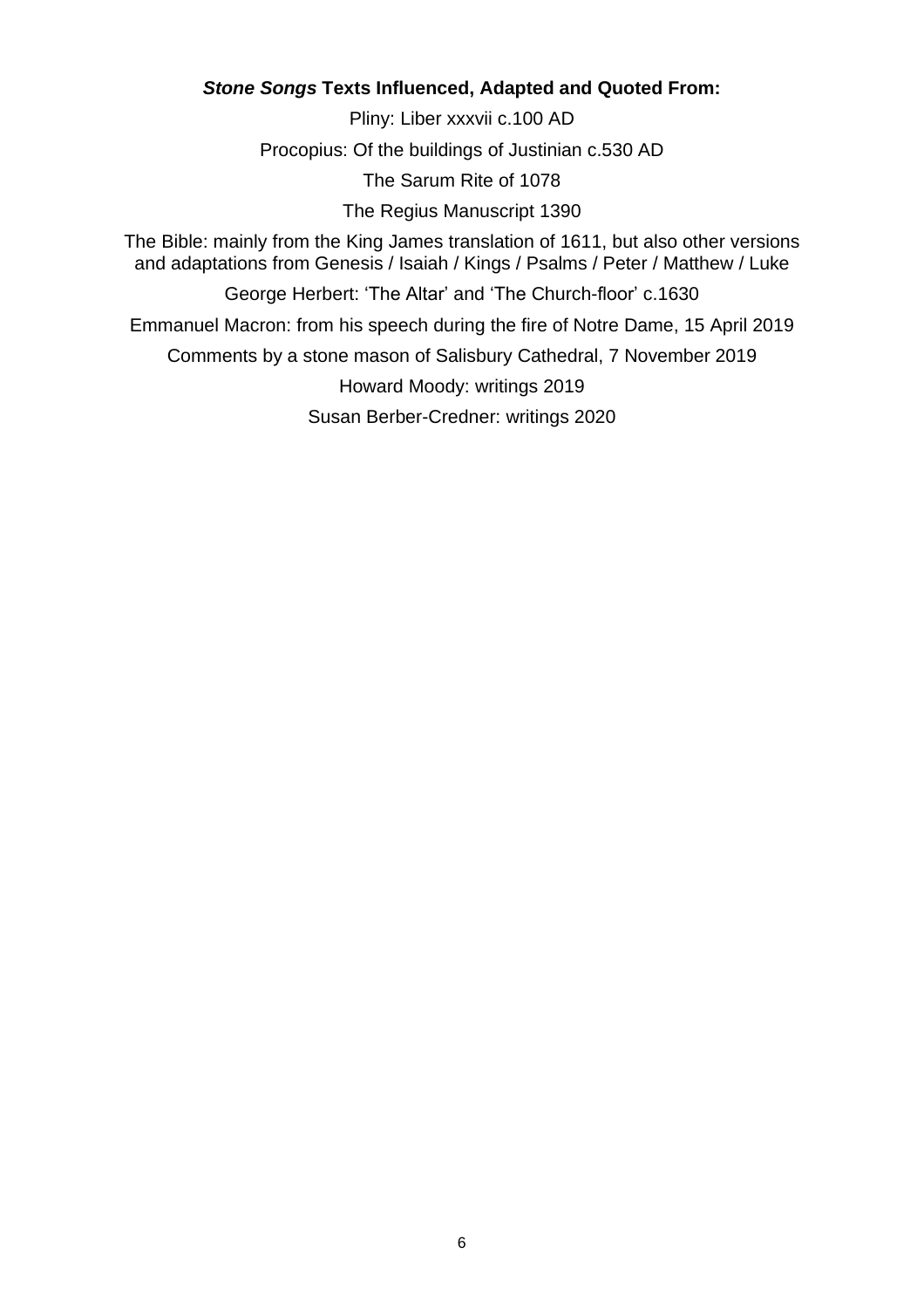### ***Stone Songs* Texts Influenced, Adapted and Quoted From:**

Pliny: Liber xxxvii c.100 AD

Procopius: Of the buildings of Justinian c.530 AD

The Sarum Rite of 1078

The Regius Manuscript 1390

The Bible: mainly from the King James translation of 1611, but also other versions and adaptations from Genesis / Isaiah / Kings / Psalms / Peter / Matthew / Luke

George Herbert: 'The Altar' and 'The Church-floor' c.1630

Emmanuel Macron: from his speech during the fire of Notre Dame, 15 April 2019

Comments by a stone mason of Salisbury Cathedral, 7 November 2019

Howard Moody: writings 2019

Susan Berber-Credner: writings 2020